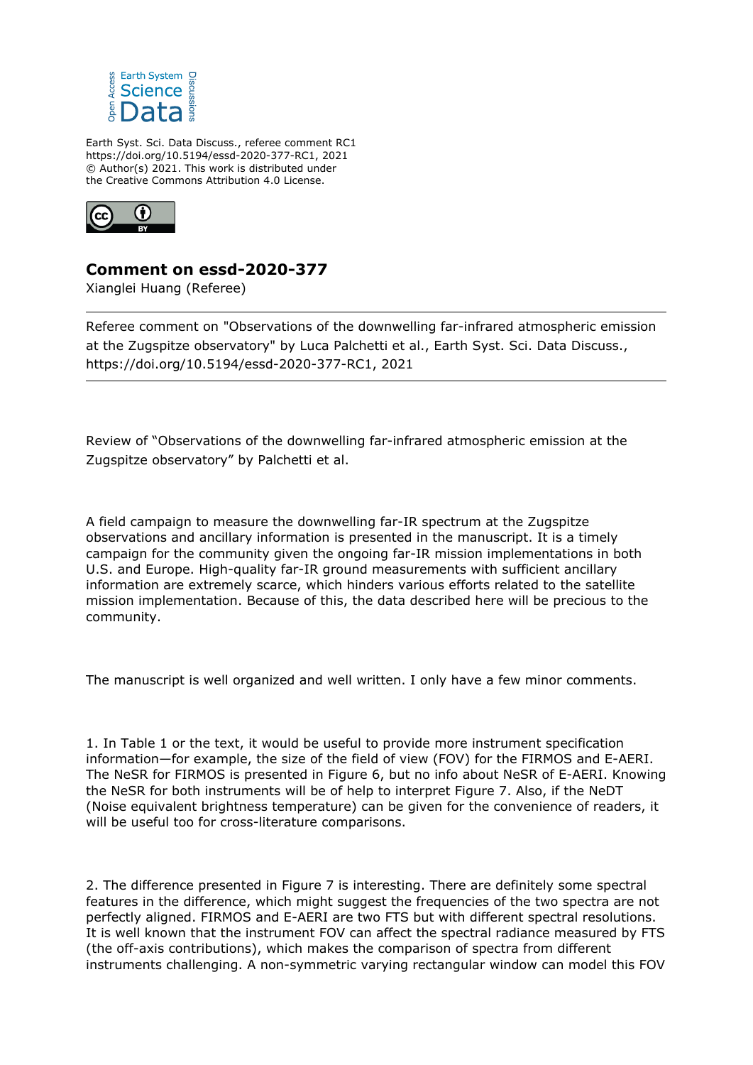Earth Syst. Sci. Data Discuss., referee comment RC1
https://doi.org/10.5194/essd-2020-377-RC1, 2021
© Author(s) 2021. This work is distributed under
the Creative Commons Attribution 4.0 License.

## Comment on essd-2020-377

Xianglei Huang (Referee)

---

Referee comment on "Observations of the downwelling far-infrared atmospheric emission at the Zugspitze observatory" by Luca Palchetti et al., Earth Syst. Sci. Data Discuss., https://doi.org/10.5194/essd-2020-377-RC1, 2021

---

Review of "Observations of the downwelling far-infrared atmospheric emission at the Zugspitze observatory" by Palchetti et al.

A field campaign to measure the downwelling far-IR spectrum at the Zugspitze observations and ancillary information is presented in the manuscript. It is a timely campaign for the community given the ongoing far-IR mission implementations in both U.S. and Europe. High-quality far-IR ground measurements with sufficient ancillary information are extremely scarce, which hinders various efforts related to the satellite mission implementation. Because of this, the data described here will be precious to the community.

The manuscript is well organized and well written. I only have a few minor comments.

1. In Table 1 or the text, it would be useful to provide more instrument specification information—for example, the size of the field of view (FOV) for the FIRMOS and E-AERI. The NeSR for FIRMOS is presented in Figure 6, but no info about NeSR of E-AERI. Knowing the NeSR for both instruments will be of help to interpret Figure 7. Also, if the NeDT (Noise equivalent brightness temperature) can be given for the convenience of readers, it will be useful too for cross-literature comparisons.

2. The difference presented in Figure 7 is interesting. There are definitely some spectral features in the difference, which might suggest the frequencies of the two spectra are not perfectly aligned. FIRMOS and E-AERI are two FTS but with different spectral resolutions. It is well known that the instrument FOV can affect the spectral radiance measured by FTS (the off-axis contributions), which makes the comparison of spectra from different instruments challenging. A non-symmetric varying rectangular window can model this FOV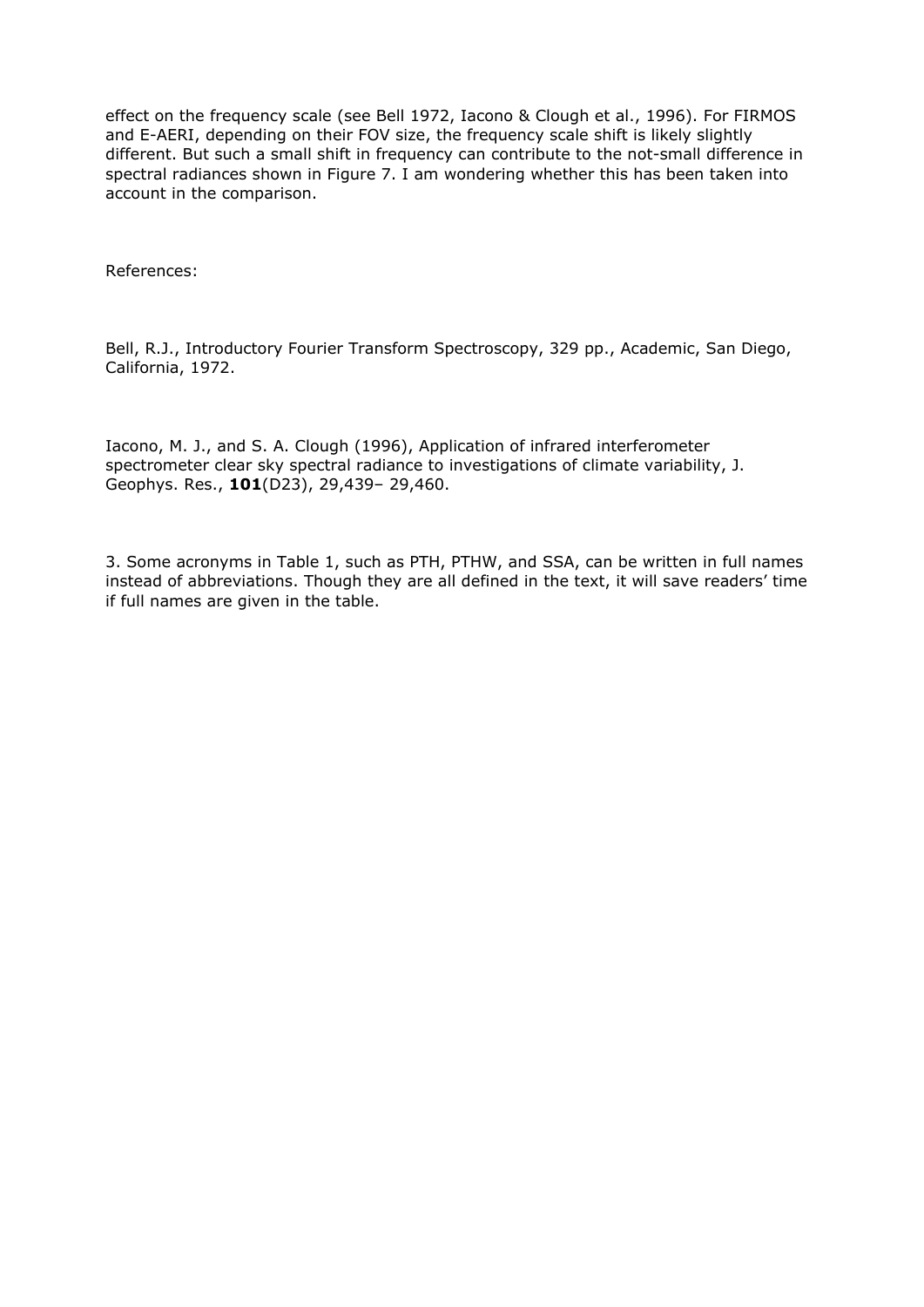effect on the frequency scale (see Bell 1972, Iacono & Clough et al., 1996). For FIRMOS and E-AERI, depending on their FOV size, the frequency scale shift is likely slightly different. But such a small shift in frequency can contribute to the not-small difference in spectral radiances shown in Figure 7. I am wondering whether this has been taken into account in the comparison.

References:

Bell, R.J., Introductory Fourier Transform Spectroscopy, 329 pp., Academic, San Diego, California, 1972.

Iacono, M. J., and S. A. Clough (1996), Application of infrared interferometer spectrometer clear sky spectral radiance to investigations of climate variability, J. Geophys. Res., **101**(D23), 29,439– 29,460.

3. Some acronyms in Table 1, such as PTH, PTHW, and SSA, can be written in full names instead of abbreviations. Though they are all defined in the text, it will save readers' time if full names are given in the table.